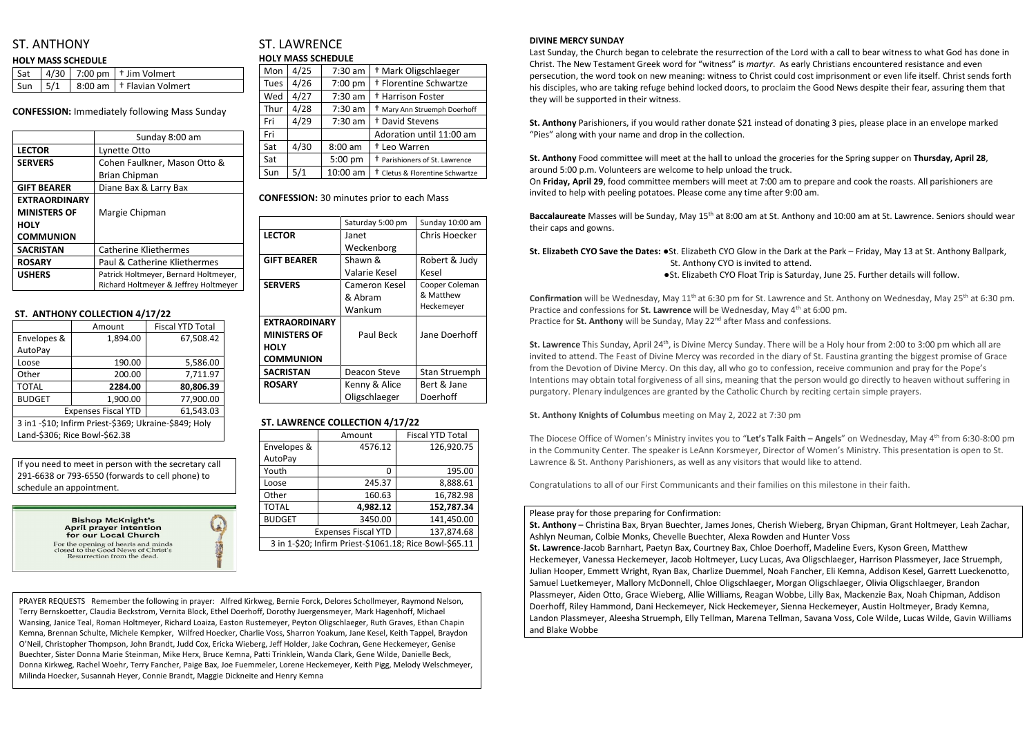# ST. ANTHONY

## HOLY MASS SCHEDULE

| Sat | 4/30 | 7:00 pm | † Jim Volmert |
|---|---|---|---|
| Sun | 5/1 | 8:00 am | † Flavian Volmert |

**CONFESSION:** Immediately following Mass Sunday

| | Sunday 8:00 am |
|---|---|
| **LECTOR** | Lynette Otto |
| **SERVERS** | Cohen Faulkner, Mason Otto & Brian Chipman |
| **GIFT BEARER** | Diane Bax & Larry Bax |
| **EXTRAORDINARY MINISTERS OF HOLY COMMUNION** | Margie Chipman |
| **SACRISTAN** | Catherine Kliethermes |
| **ROSARY** | Paul & Catherine Kliethermes |
| **USHERS** | Patrick Holtmeyer, Bernard Holtmeyer, Richard Holtmeyer & Jeffrey Holtmeyer |

### ST. ANTHONY COLLECTION 4/17/22

| | Amount | Fiscal YTD Total |
|---|---|---|
| Envelopes & AutoPay | 1,894.00 | 67,508.42 |
| Loose | 190.00 | 5,586.00 |
| Other | 200.00 | 7,711.97 |
| TOTAL | 2284.00 | 80,806.39 |
| BUDGET | 1,900.00 | 77,900.00 |
| Expenses Fiscal YTD | | 61,543.03 |
| 3 in1 -$10; Infirm Priest-$369; Ukraine-$849; Holy Land-$306; Rice Bowl-$62.38 | | |

If you need to meet in person with the secretary call 291-6638 or 793-6550 (forwards to cell phone) to schedule an appointment.

**Bishop McKnight's April prayer intention for our Local Church**

For the opening of hearts and minds closed to the Good News of Christ's Resurrection from the dead.

# ST. LAWRENCE

## HOLY MASS SCHEDULE

| Mon | 4/25 | 7:30 am | † Mark Oligschlaeger |
|---|---|---|---|
| Tues | 4/26 | 7:00 pm | † Florentine Schwartze |
| Wed | 4/27 | 7:30 am | † Harrison Foster |
| Thur | 4/28 | 7:30 am | † Mary Ann Struemph Doerhoff |
| Fri | 4/29 | 7:30 am | † David Stevens |
| Fri | | | Adoration until 11:00 am |
| Sat | 4/30 | 8:00 am | † Leo Warren |
| Sat | | 5:00 pm | † Parishioners of St. Lawrence |
| Sun | 5/1 | 10:00 am | † Cletus & Florentine Schwartze |

**CONFESSION:** 30 minutes prior to each Mass

| | Saturday 5:00 pm | Sunday 10:00 am |
|---|---|---|
| **LECTOR** | Janet Weckenborg | Chris Hoecker |
| **GIFT BEARER** | Shawn & Valarie Kesel | Robert & Judy Kesel |
| **SERVERS** | Cameron Kesel & Abram Wankum | Cooper Coleman & Matthew Heckemeyer |
| **EXTRAORDINARY MINISTERS OF HOLY COMMUNION** | Paul Beck | Jane Doerhoff |
| **SACRISTAN** | Deacon Steve | Stan Struemph |
| **ROSARY** | Kenny & Alice Oligschlaeger | Bert & Jane Doerhoff |

### ST. LAWRENCE COLLECTION 4/17/22

| | Amount | Fiscal YTD Total |
|---|---|---|
| Envelopes & AutoPay | 4576.12 | 126,920.75 |
| Youth | 0 | 195.00 |
| Loose | 245.37 | 8,888.61 |
| Other | 160.63 | 16,782.98 |
| TOTAL | 4,982.12 | 152,787.34 |
| BUDGET | 3450.00 | 141,450.00 |
| Expenses Fiscal YTD | | 137,874.68 |
| 3 in 1-$20; Infirm Priest-$1061.18; Rice Bowl-$65.11 | | |

PRAYER REQUESTS Remember the following in prayer: Alfred Kirkweg, Bernie Forck, Delores Schollmeyer, Raymond Nelson, Terry Bernskoetter, Claudia Beckstrom, Vernita Block, Ethel Doerhoff, Dorothy Juergensmeyer, Mark Hagenhoff, Michael Wansing, Janice Teal, Roman Holtmeyer, Richard Loaiza, Easton Rustemeyer, Peyton Oligschlaeger, Ruth Graves, Ethan Chapin Kemna, Brennan Schulte, Michele Kempker, Wilfred Hoecker, Charlie Voss, Sharron Yoakum, Jane Kesel, Keith Tappel, Braydon O'Neil, Christopher Thompson, John Brandt, Judd Cox, Ericka Wieberg, Jeff Holder, Jake Cochran, Gene Heckemeyer, Genise Buechter, Sister Donna Marie Steinman, Mike Herx, Bruce Kemna, Patti Trinklein, Wanda Clark, Gene Wilde, Danielle Beck, Donna Kirkweg, Rachel Woehr, Terry Fancher, Paige Bax, Joe Fuemmeler, Lorene Heckemeyer, Keith Pigg, Melody Welschmeyer, Milinda Hoecker, Susannah Heyer, Connie Brandt, Maggie Dickneite and Henry Kemna

**DIVINE MERCY SUNDAY**

Last Sunday, the Church began to celebrate the resurrection of the Lord with a call to bear witness to what God has done in Christ. The New Testament Greek word for "witness" is *martyr*. As early Christians encountered resistance and even persecution, the word took on new meaning: witness to Christ could cost imprisonment or even life itself. Christ sends forth his disciples, who are taking refuge behind locked doors, to proclaim the Good News despite their fear, assuring them that they will be supported in their witness.

**St. Anthony** Parishioners, if you would rather donate $21 instead of donating 3 pies, please place in an envelope marked "Pies" along with your name and drop in the collection.

**St. Anthony** Food committee will meet at the hall to unload the groceries for the Spring supper on **Thursday, April 28**, around 5:00 p.m. Volunteers are welcome to help unload the truck.
On **Friday, April 29**, food committee members will meet at 7:00 am to prepare and cook the roasts. All parishioners are invited to help with peeling potatoes. Please come any time after 9:00 am.

**Baccalaureate** Masses will be Sunday, May 15th at 8:00 am at St. Anthony and 10:00 am at St. Lawrence. Seniors should wear their caps and gowns.

**St. Elizabeth CYO Save the Dates:**
- St. Elizabeth CYO Glow in the Dark at the Park – Friday, May 13 at St. Anthony Ballpark, St. Anthony CYO is invited to attend.
- St. Elizabeth CYO Float Trip is Saturday, June 25. Further details will follow.

**Confirmation** will be Wednesday, May 11th at 6:30 pm for St. Lawrence and St. Anthony on Wednesday, May 25th at 6:30 pm. Practice and confessions for **St. Lawrence** will be Wednesday, May 4th at 6:00 pm.
Practice for **St. Anthony** will be Sunday, May 22nd after Mass and confessions.

**St. Lawrence** This Sunday, April 24th, is Divine Mercy Sunday. There will be a Holy hour from 2:00 to 3:00 pm which all are invited to attend. The Feast of Divine Mercy was recorded in the diary of St. Faustina granting the biggest promise of Grace from the Devotion of Divine Mercy. On this day, all who go to confession, receive communion and pray for the Pope's Intentions may obtain total forgiveness of all sins, meaning that the person would go directly to heaven without suffering in purgatory. Plenary indulgences are granted by the Catholic Church by reciting certain simple prayers.

**St. Anthony Knights of Columbus** meeting on May 2, 2022 at 7:30 pm

The Diocese Office of Women's Ministry invites you to "**Let's Talk Faith – Angels**" on Wednesday, May 4th from 6:30-8:00 pm in the Community Center. The speaker is LeAnn Korsmeyer, Director of Women's Ministry. This presentation is open to St. Lawrence & St. Anthony Parishioners, as well as any visitors that would like to attend.

Congratulations to all of our First Communicants and their families on this milestone in their faith.

Please pray for those preparing for Confirmation:

**St. Anthony** – Christina Bax, Bryan Buechter, James Jones, Cherish Wieberg, Bryan Chipman, Grant Holtmeyer, Leah Zachar, Ashlyn Neuman, Colbie Monks, Chevelle Buechter, Alexa Rowden and Hunter Voss

**St. Lawrence**-Jacob Barnhart, Paetyn Bax, Courtney Bax, Chloe Doerhoff, Madeline Evers, Kyson Green, Matthew Heckemeyer, Vanessa Heckemeyer, Jacob Holtmeyer, Lucy Lucas, Ava Oligschlaeger, Harrison Plassmeyer, Jace Struemph, Julian Hooper, Emmett Wright, Ryan Bax, Charlize Duemmel, Noah Fancher, Eli Kemna, Addison Kesel, Garrett Lueckenotto, Samuel Luetkemeyer, Mallory McDonnell, Chloe Oligschlaeger, Morgan Oligschlaeger, Olivia Oligschlaeger, Brandon Plassmeyer, Aiden Otto, Grace Wieberg, Allie Williams, Reagan Wobbe, Lilly Bax, Mackenzie Bax, Noah Chipman, Addison Doerhoff, Riley Hammond, Dani Heckemeyer, Nick Heckemeyer, Sienna Heckemeyer, Austin Holtmeyer, Brady Kemna, Landon Plassmeyer, Aleesha Struemph, Elly Tellman, Marena Tellman, Savana Voss, Cole Wilde, Lucas Wilde, Gavin Williams and Blake Wobbe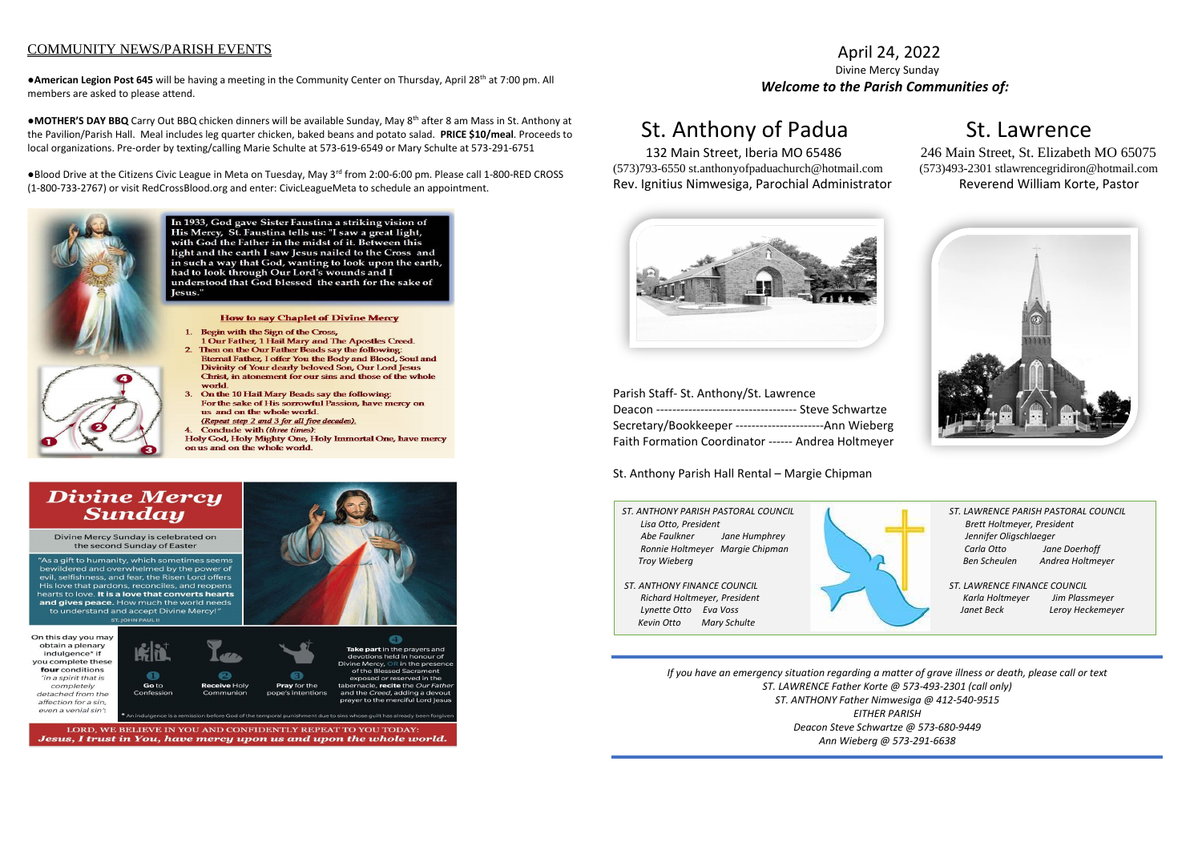## COMMUNITY NEWS/PARISH EVENTS

●**American Legion Post 645** will be having a meeting in the Community Center on Thursday, April 28th at 7:00 pm. All members are asked to please attend.

●**MOTHER'S DAY BBQ** Carry Out BBQ chicken dinners will be available Sunday, May 8th after 8 am Mass in St. Anthony at the Pavilion/Parish Hall. Meal includes leg quarter chicken, baked beans and potato salad. **PRICE $10/meal**. Proceeds to local organizations. Pre-order by texting/calling Marie Schulte at 573-619-6549 or Mary Schulte at 573-291-6751

●Blood Drive at the Citizens Civic League in Meta on Tuesday, May 3rd from 2:00-6:00 pm. Please call 1-800-RED CROSS (1-800-733-2767) or visit RedCrossBlood.org and enter: CivicLeagueMeta to schedule an appointment.

In 1933, God gave Sister Faustina a striking vision of His Mercy, St. Faustina tells us: "I saw a great light, with God the Father in the midst of it. Between this light and the earth I saw Jesus nailed to the Cross and in such a way that God, wanting to look upon the earth, had to look through Our Lord's wounds and I understood that God blessed the earth for the sake of Jesus."

**How to say Chaplet of Divine Mercy**

1. Begin with the Sign of the Cross, 1 Our Father, 1 Hail Mary and The Apostles Creed.
2. Then on the Our Father Beads say the following: Eternal Father, I offer You the Body and Blood, Soul and Divinity of Your dearly beloved Son, Our Lord Jesus Christ, in atonement for our sins and those of the whole world.
3. On the 10 Hail Mary Beads say the following: For the sake of His sorrowful Passion, have mercy on us and on the whole world. *(Repeat step 2 and 3 for all five decades).*
4. Conclude with *(three times)*: Holy God, Holy Mighty One, Holy Immortal One, have mercy on us and on the whole world.

## Divine Mercy Sunday

Divine Mercy Sunday is celebrated on the second Sunday of Easter

"As a gift to humanity, which sometimes seems bewildered and overwhelmed by the power of evil, selfishness, and fear, the Risen Lord offers His love that pardons, reconciles, and reopens hearts to love. **It is a love that converts hearts and gives peace.** How much the world needs to understand and accept Divine Mercy!" ST. JOHN PAUL II

On this day you may obtain a plenary indulgence* if you complete these **four** conditions *'in a spirit that is completely detached from the affection for a sin, even a venial sin':*

1. **Go** to Confession
2. **Receive** Holy Communion
3. **Pray** for the pope's intentions
4. **Take part** in the prayers and devotions held in honour of Divine Mercy, OR in the presence of the Blessed Sacrament exposed or reserved in the tabernacle, **recite** the *Our Father* and the *Creed*, adding a devout prayer to the merciful Lord Jesus

* An indulgence is a remission before God of the temporal punishment due to sins whose guilt has already been forgiven

LORD, WE BELIEVE IN YOU AND CONFIDENTLY REPEAT TO YOU TODAY:
***Jesus, I trust in You, have mercy upon us and upon the whole world.***

April 24, 2022
Divine Mercy Sunday
***Welcome to the Parish Communities of:***

# St. Anthony of Padua

132 Main Street, Iberia MO 65486
(573)793-6550 st.anthonyofpaduachurch@hotmail.com
Rev. Ignitius Nimwesiga, Parochial Administrator

# St. Lawrence

246 Main Street, St. Elizabeth MO 65075
(573)493-2301 stlawrencegridiron@hotmail.com
Reverend William Korte, Pastor

Parish Staff- St. Anthony/St. Lawrence
Deacon ------------------------------------ Steve Schwartze
Secretary/Bookkeeper -----------------------Ann Wieberg
Faith Formation Coordinator ------ Andrea Holtmeyer

St. Anthony Parish Hall Rental – Margie Chipman

*ST. ANTHONY PARISH PASTORAL COUNCIL*
*Lisa Otto, President*
*Abe Faulkner Jane Humphrey*
*Ronnie Holtmeyer Margie Chipman*
*Troy Wieberg*

*ST. ANTHONY FINANCE COUNCIL*
*Richard Holtmeyer, President*
*Lynette Otto Eva Voss*
*Kevin Otto Mary Schulte*

*ST. LAWRENCE PARISH PASTORAL COUNCIL*
*Brett Holtmeyer, President*
*Jennifer Oligschlaeger*
*Carla Otto Jane Doerhoff*
*Ben Scheulen Andrea Holtmeyer*

*ST. LAWRENCE FINANCE COUNCIL*
*Karla Holtmeyer Jim Plassmeyer*
*Janet Beck Leroy Heckemeyer*

*If you have an emergency situation regarding a matter of grave illness or death, please call or text*
*ST. LAWRENCE Father Korte @ 573-493-2301 (call only)*
*ST. ANTHONY Father Nimwesiga @ 412-540-9515*
*EITHER PARISH*
*Deacon Steve Schwartze @ 573-680-9449*
*Ann Wieberg @ 573-291-6638*